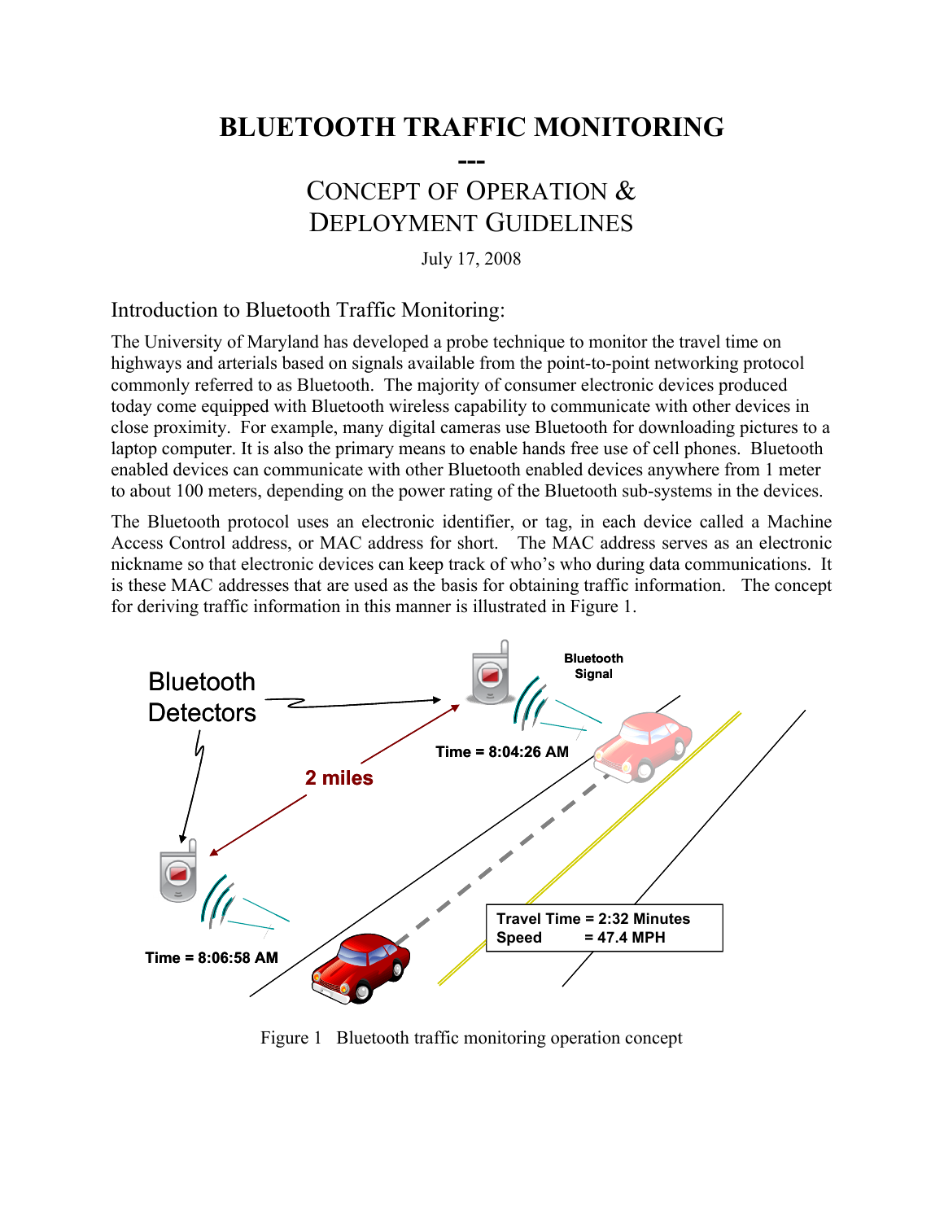# BLUETOOTH TRAFFIC MONITORING

---

## CONCEPT OF OPERATION & DEPLOYMENT GUIDELINES

July 17, 2008

### Introduction to Bluetooth Traffic Monitoring:

The University of Maryland has developed a probe technique to monitor the travel time on highways and arterials based on signals available from the point-to-point networking protocol commonly referred to as Bluetooth. The majority of consumer electronic devices produced today come equipped with Bluetooth wireless capability to communicate with other devices in close proximity. For example, many digital cameras use Bluetooth for downloading pictures to a laptop computer. It is also the primary means to enable hands free use of cell phones. Bluetooth enabled devices can communicate with other Bluetooth enabled devices anywhere from 1 meter to about 100 meters, depending on the power rating of the Bluetooth sub-systems in the devices.

The Bluetooth protocol uses an electronic identifier, or tag, in each device called a Machine Access Control address, or MAC address for short. The MAC address serves as an electronic nickname so that electronic devices can keep track of who's who during data communications. It is these MAC addresses that are used as the basis for obtaining traffic information. The concept for deriving traffic information in this manner is illustrated in Figure 1.

Bluetooth Detectors

Bluetooth Signal

2 miles

Time = 8:04:26 AM

Time = 8:06:58 AM

Travel Time = 2:32 Minutes
Speed = 47.4 MPH

Figure 1 Bluetooth traffic monitoring operation concept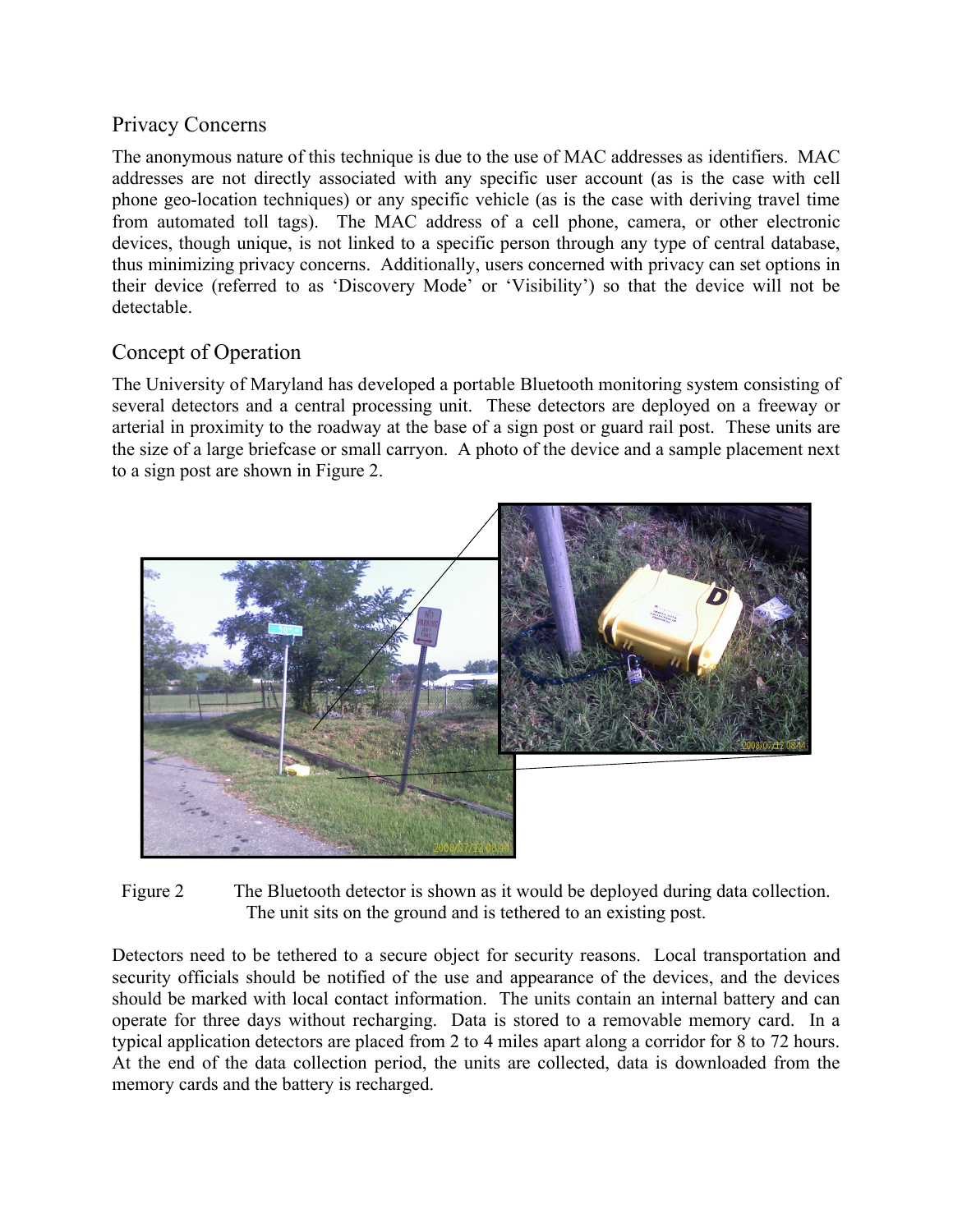## Privacy Concerns

The anonymous nature of this technique is due to the use of MAC addresses as identifiers. MAC addresses are not directly associated with any specific user account (as is the case with cell phone geo-location techniques) or any specific vehicle (as is the case with deriving travel time from automated toll tags). The MAC address of a cell phone, camera, or other electronic devices, though unique, is not linked to a specific person through any type of central database, thus minimizing privacy concerns. Additionally, users concerned with privacy can set options in their device (referred to as 'Discovery Mode' or 'Visibility') so that the device will not be detectable.

## Concept of Operation

The University of Maryland has developed a portable Bluetooth monitoring system consisting of several detectors and a central processing unit. These detectors are deployed on a freeway or arterial in proximity to the roadway at the base of a sign post or guard rail post. These units are the size of a large briefcase or small carryon. A photo of the device and a sample placement next to a sign post are shown in Figure 2.

Figure 2 The Bluetooth detector is shown as it would be deployed during data collection. The unit sits on the ground and is tethered to an existing post.

Detectors need to be tethered to a secure object for security reasons. Local transportation and security officials should be notified of the use and appearance of the devices, and the devices should be marked with local contact information. The units contain an internal battery and can operate for three days without recharging. Data is stored to a removable memory card. In a typical application detectors are placed from 2 to 4 miles apart along a corridor for 8 to 72 hours. At the end of the data collection period, the units are collected, data is downloaded from the memory cards and the battery is recharged.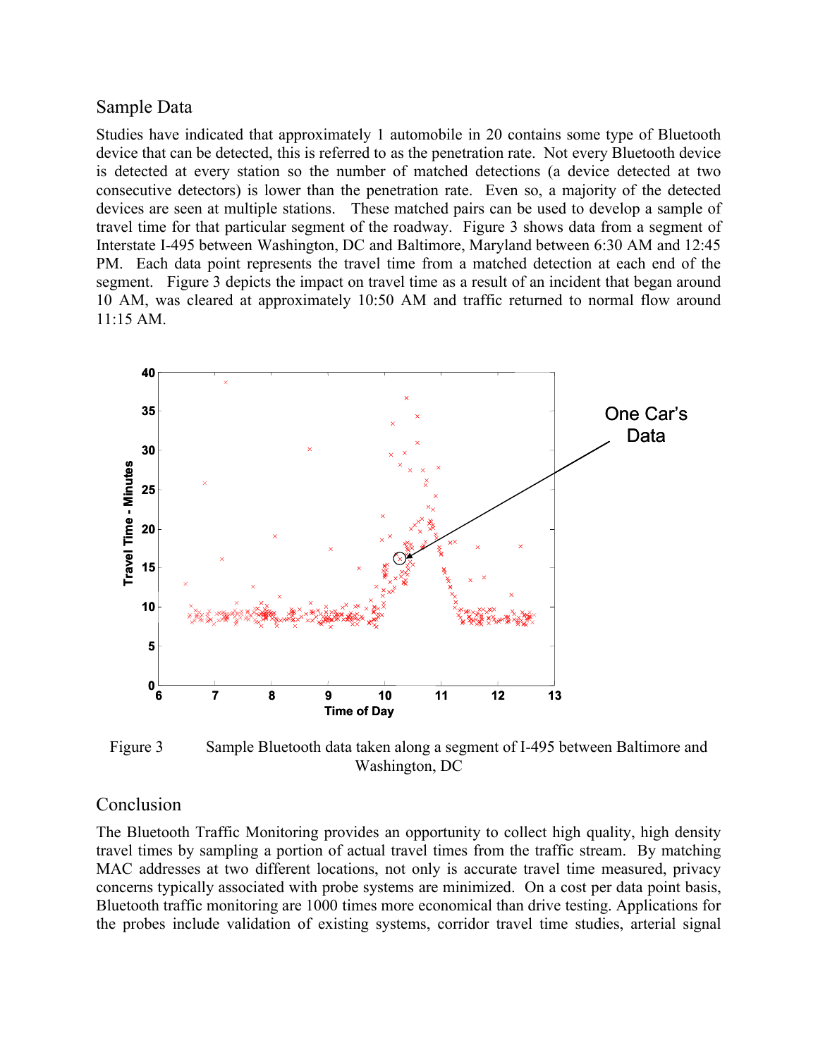## Sample Data

Studies have indicated that approximately 1 automobile in 20 contains some type of Bluetooth device that can be detected, this is referred to as the penetration rate. Not every Bluetooth device is detected at every station so the number of matched detections (a device detected at two consecutive detectors) is lower than the penetration rate. Even so, a majority of the detected devices are seen at multiple stations. These matched pairs can be used to develop a sample of travel time for that particular segment of the roadway. Figure 3 shows data from a segment of Interstate I-495 between Washington, DC and Baltimore, Maryland between 6:30 AM and 12:45 PM. Each data point represents the travel time from a matched detection at each end of the segment. Figure 3 depicts the impact on travel time as a result of an incident that began around 10 AM, was cleared at approximately 10:50 AM and traffic returned to normal flow around 11:15 AM.

Figure 3 Sample Bluetooth data taken along a segment of I-495 between Baltimore and Washington, DC

## Conclusion

The Bluetooth Traffic Monitoring provides an opportunity to collect high quality, high density travel times by sampling a portion of actual travel times from the traffic stream. By matching MAC addresses at two different locations, not only is accurate travel time measured, privacy concerns typically associated with probe systems are minimized. On a cost per data point basis, Bluetooth traffic monitoring are 1000 times more economical than drive testing. Applications for the probes include validation of existing systems, corridor travel time studies, arterial signal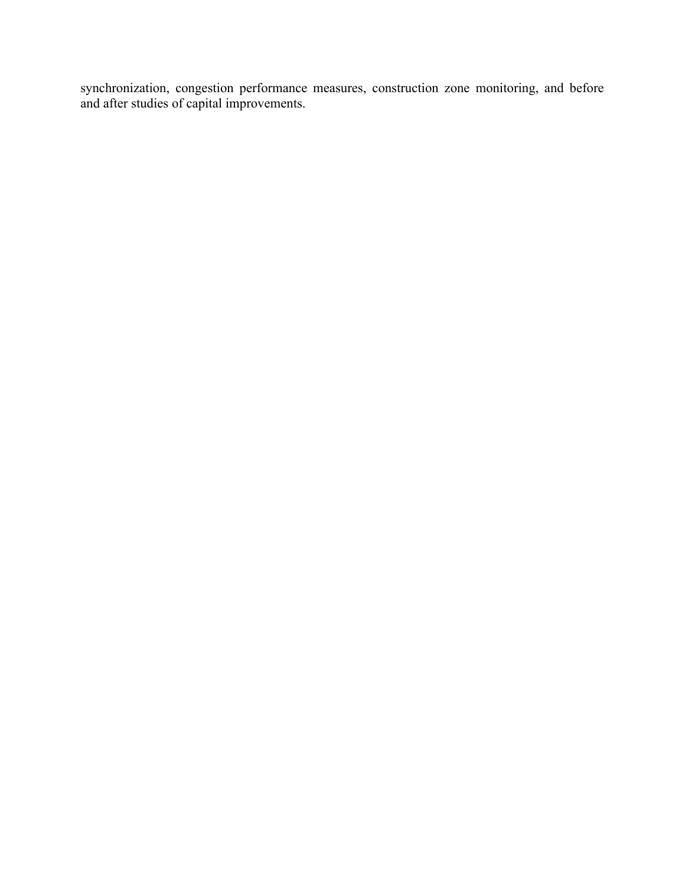synchronization, congestion performance measures, construction zone monitoring, and before and after studies of capital improvements.